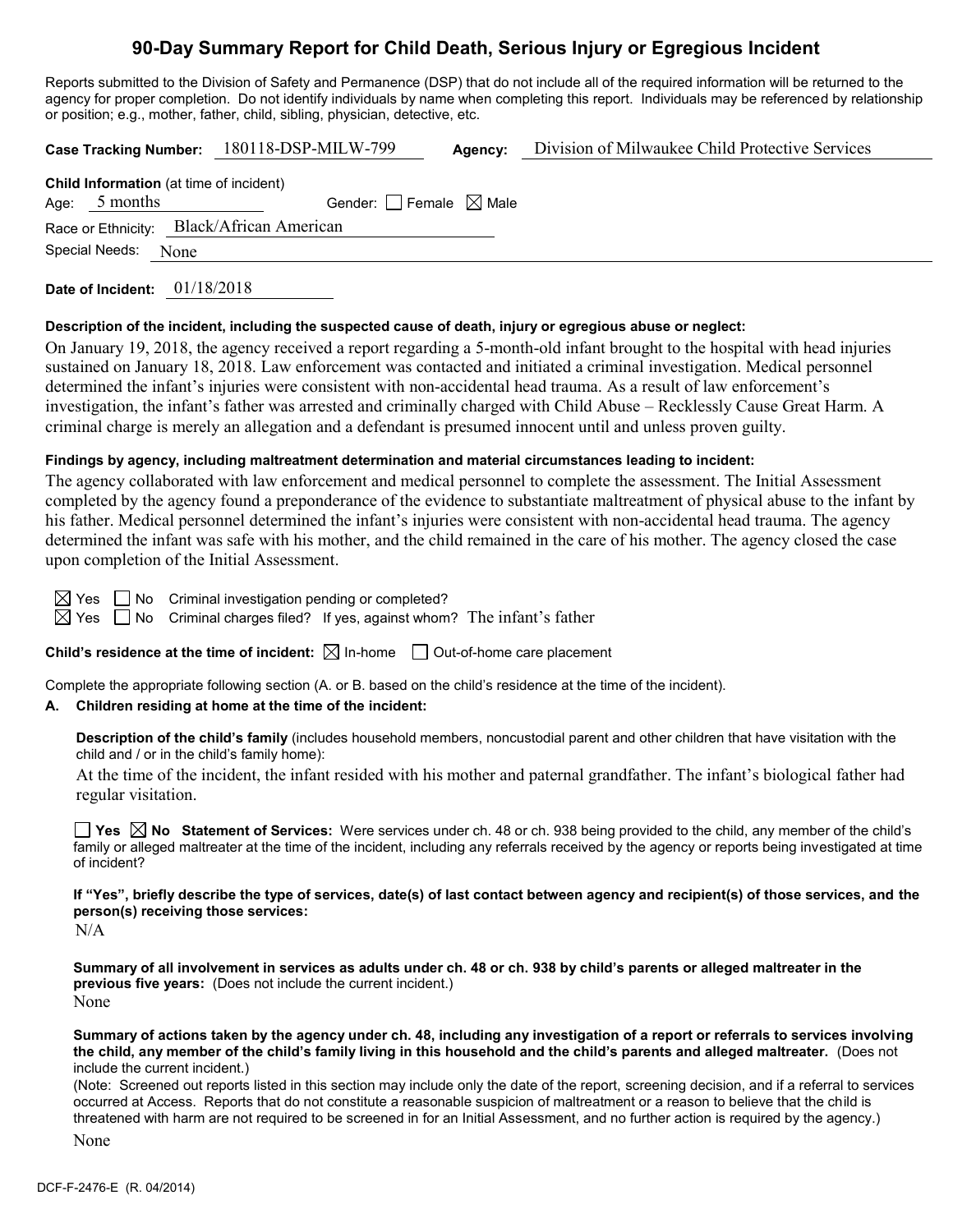# 90-Day Summary Report for Child Death, Serious Injury or Egregious Incident

Reports submitted to the Division of Safety and Permanence (DSP) that do not include all of the required information will be returned to the agency for proper completion. Do not identify individuals by name when completing this report. Individuals may be referenced by relationship or position; e.g., mother, father, child, sibling, physician, detective, etc.

**Case Tracking Number:** 180118-DSP-MILW-799 **Agency:** Division of Milwaukee Child Protective Services

**Child Information** (at time of incident)

Age: 5 months Gender: ☐ Female ☒ Male

Race or Ethnicity: Black/African American

Special Needs: None

**Date of Incident:** 01/18/2018

**Description of the incident, including the suspected cause of death, injury or egregious abuse or neglect:**

On January 19, 2018, the agency received a report regarding a 5-month-old infant brought to the hospital with head injuries sustained on January 18, 2018. Law enforcement was contacted and initiated a criminal investigation. Medical personnel determined the infant's injuries were consistent with non-accidental head trauma. As a result of law enforcement's investigation, the infant's father was arrested and criminally charged with Child Abuse – Recklessly Cause Great Harm. A criminal charge is merely an allegation and a defendant is presumed innocent until and unless proven guilty.

**Findings by agency, including maltreatment determination and material circumstances leading to incident:**

The agency collaborated with law enforcement and medical personnel to complete the assessment. The Initial Assessment completed by the agency found a preponderance of the evidence to substantiate maltreatment of physical abuse to the infant by his father. Medical personnel determined the infant's injuries were consistent with non-accidental head trauma. The agency determined the infant was safe with his mother, and the child remained in the care of his mother. The agency closed the case upon completion of the Initial Assessment.

☒ Yes ☐ No Criminal investigation pending or completed?

☒ Yes ☐ No Criminal charges filed? If yes, against whom? The infant's father

**Child's residence at the time of incident:** ☒ In-home ☐ Out-of-home care placement

Complete the appropriate following section (A. or B. based on the child's residence at the time of the incident).

**A. Children residing at home at the time of the incident:**

**Description of the child's family** (includes household members, noncustodial parent and other children that have visitation with the child and / or in the child's family home):

At the time of the incident, the infant resided with his mother and paternal grandfather. The infant's biological father had regular visitation.

☐ **Yes** ☒ **No** **Statement of Services:** Were services under ch. 48 or ch. 938 being provided to the child, any member of the child's family or alleged maltreater at the time of the incident, including any referrals received by the agency or reports being investigated at time of incident?

**If "Yes", briefly describe the type of services, date(s) of last contact between agency and recipient(s) of those services, and the person(s) receiving those services:**

N/A

**Summary of all involvement in services as adults under ch. 48 or ch. 938 by child's parents or alleged maltreater in the previous five years:** (Does not include the current incident.)

None

**Summary of actions taken by the agency under ch. 48, including any investigation of a report or referrals to services involving the child, any member of the child's family living in this household and the child's parents and alleged maltreater.** (Does not include the current incident.)

(Note: Screened out reports listed in this section may include only the date of the report, screening decision, and if a referral to services occurred at Access. Reports that do not constitute a reasonable suspicion of maltreatment or a reason to believe that the child is threatened with harm are not required to be screened in for an Initial Assessment, and no further action is required by the agency.)

None

DCF-F-2476-E (R. 04/2014)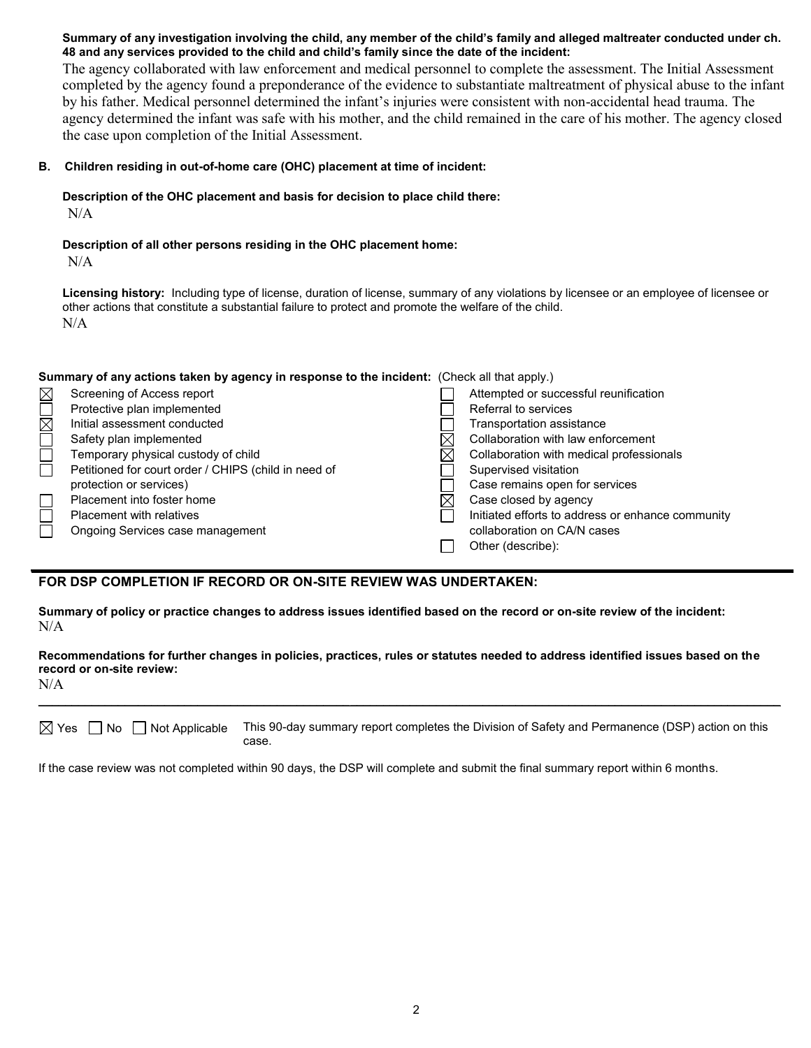**Summary of any investigation involving the child, any member of the child's family and alleged maltreater conducted under ch. 48 and any services provided to the child and child's family since the date of the incident:**

The agency collaborated with law enforcement and medical personnel to complete the assessment. The Initial Assessment completed by the agency found a preponderance of the evidence to substantiate maltreatment of physical abuse to the infant by his father. Medical personnel determined the infant's injuries were consistent with non-accidental head trauma. The agency determined the infant was safe with his mother, and the child remained in the care of his mother. The agency closed the case upon completion of the Initial Assessment.

**B. Children residing in out-of-home care (OHC) placement at time of incident:**

**Description of the OHC placement and basis for decision to place child there:**
N/A

**Description of all other persons residing in the OHC placement home:**
N/A

**Licensing history:** Including type of license, duration of license, summary of any violations by licensee or an employee of licensee or other actions that constitute a substantial failure to protect and promote the welfare of the child.
N/A

**Summary of any actions taken by agency in response to the incident:** (Check all that apply.)

- ☒ Screening of Access report
- ☐ Protective plan implemented
- ☒ Initial assessment conducted
- ☐ Safety plan implemented
- ☐ Temporary physical custody of child
- ☐ Petitioned for court order / CHIPS (child in need of protection or services)
- ☐ Placement into foster home
- ☐ Placement with relatives
- ☐ Ongoing Services case management
- ☐ Attempted or successful reunification
- ☐ Referral to services
- ☐ Transportation assistance
- ☒ Collaboration with law enforcement
- ☒ Collaboration with medical professionals
- ☐ Supervised visitation
- ☐ Case remains open for services
- ☒ Case closed by agency
- ☐ Initiated efforts to address or enhance community collaboration on CA/N cases
- ☐ Other (describe):

## FOR DSP COMPLETION IF RECORD OR ON-SITE REVIEW WAS UNDERTAKEN:

**Summary of policy or practice changes to address issues identified based on the record or on-site review of the incident:**
N/A

**Recommendations for further changes in policies, practices, rules or statutes needed to address identified issues based on the record or on-site review:**
N/A

---

☒ Yes ☐ No ☐ Not Applicable This 90-day summary report completes the Division of Safety and Permanence (DSP) action on this case.

If the case review was not completed within 90 days, the DSP will complete and submit the final summary report within 6 months.